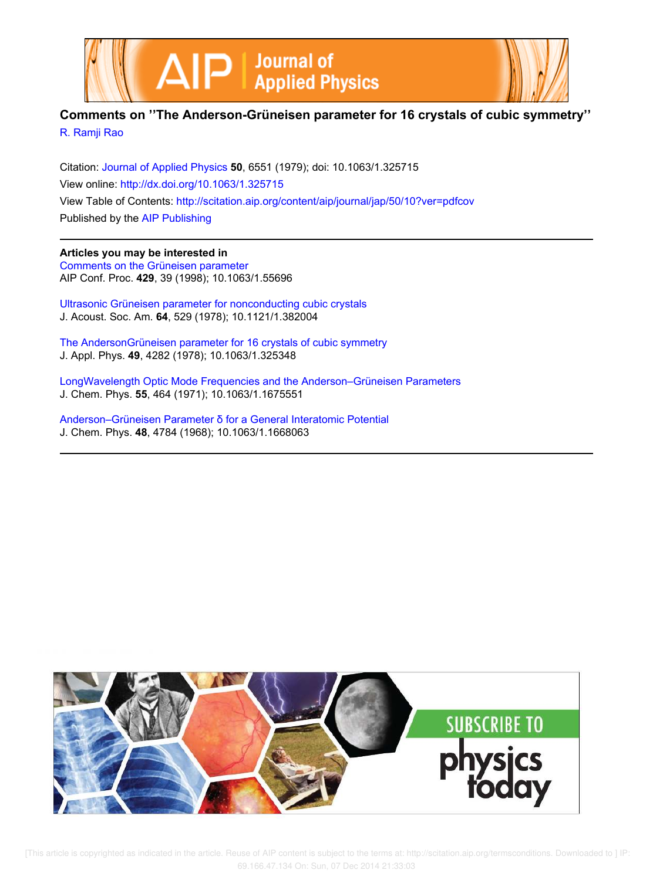# Comments on "The Anderson-Grüneisen parameter for 16 crystals of cubic symmetry"

R. Ramji Rao

Citation: Journal of Applied Physics **50**, 6551 (1979); doi: 10.1063/1.325715

View online: http://dx.doi.org/10.1063/1.325715

View Table of Contents: http://scitation.aip.org/content/aip/journal/jap/50/10?ver=pdfcov

Published by the AIP Publishing

---

**Articles you may be interested in**

Comments on the Grüneisen parameter
AIP Conf. Proc. **429**, 39 (1998); 10.1063/1.55696

Ultrasonic Grüneisen parameter for nonconducting cubic crystals
J. Acoust. Soc. Am. **64**, 529 (1978); 10.1121/1.382004

The AndersonGrüneisen parameter for 16 crystals of cubic symmetry
J. Appl. Phys. **49**, 4282 (1978); 10.1063/1.325348

LongWavelength Optic Mode Frequencies and the Anderson–Grüneisen Parameters
J. Chem. Phys. **55**, 464 (1971); 10.1063/1.1675551

Anderson–Grüneisen Parameter δ for a General Interatomic Potential
J. Chem. Phys. **48**, 4784 (1968); 10.1063/1.1668063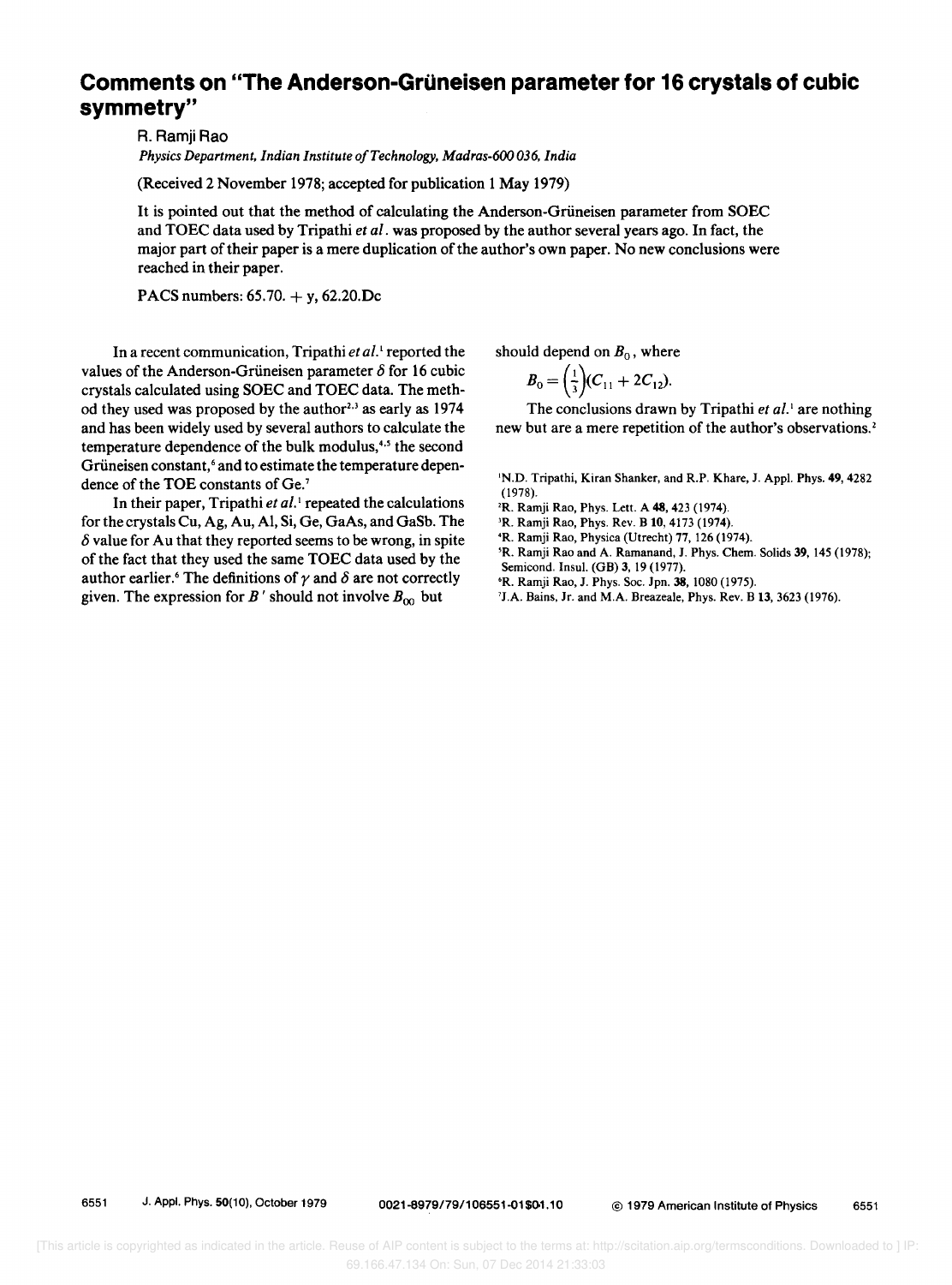# Comments on "The Anderson-Grüneisen parameter for 16 crystals of cubic symmetry"

R. Ramji Rao

*Physics Department, Indian Institute of Technology, Madras-600 036, India*

(Received 2 November 1978; accepted for publication 1 May 1979)

It is pointed out that the method of calculating the Anderson-Grüneisen parameter from SOEC and TOEC data used by Tripathi *et al*. was proposed by the author several years ago. In fact, the major part of their paper is a mere duplication of the author's own paper. No new conclusions were reached in their paper.

PACS numbers: 65.70. + y, 62.20.Dc

In a recent communication, Tripathi *et al*.[1] reported the values of the Anderson-Grüneisen parameter $\delta$ for 16 cubic crystals calculated using SOEC and TOEC data. The method they used was proposed by the author[2,3] as early as 1974 and has been widely used by several authors to calculate the temperature dependence of the bulk modulus,[4,5] the second Grüneisen constant,[6] and to estimate the temperature dependence of the TOE constants of Ge.[7]

In their paper, Tripathi *et al*.[1] repeated the calculations for the crystals Cu, Ag, Au, Al, Si, Ge, GaAs, and GaSb. The $\delta$ value for Au that they reported seems to be wrong, in spite of the fact that they used the same TOEC data used by the author earlier.[6] The definitions of $\gamma$ and $\delta$ are not correctly given. The expression for $B'$ should not involve $B_{00}$ but should depend on $B_0$, where

$$B_0 = \left(\frac{1}{3}\right)(C_{11} + 2C_{12}).$$

The conclusions drawn by Tripathi *et al*.[1] are nothing new but are a mere repetition of the author's observations.[2]

[1] N.D. Tripathi, Kiran Shanker, and R.P. Khare, J. Appl. Phys. **49**, 4282 (1978).

[2] R. Ramji Rao, Phys. Lett. A **48**, 423 (1974).

[3] R. Ramji Rao, Phys. Rev. B **10**, 4173 (1974).

[4] R. Ramji Rao, Physica (Utrecht) **77**, 126 (1974).

[5] R. Ramji Rao and A. Ramanand, J. Phys. Chem. Solids **39**, 145 (1978); Semicond. Insul. (GB) **3**, 19 (1977).

[6] R. Ramji Rao, J. Phys. Soc. Jpn. **38**, 1080 (1975).

[7] J.A. Bains, Jr. and M.A. Breazeale, Phys. Rev. B **13**, 3623 (1976).